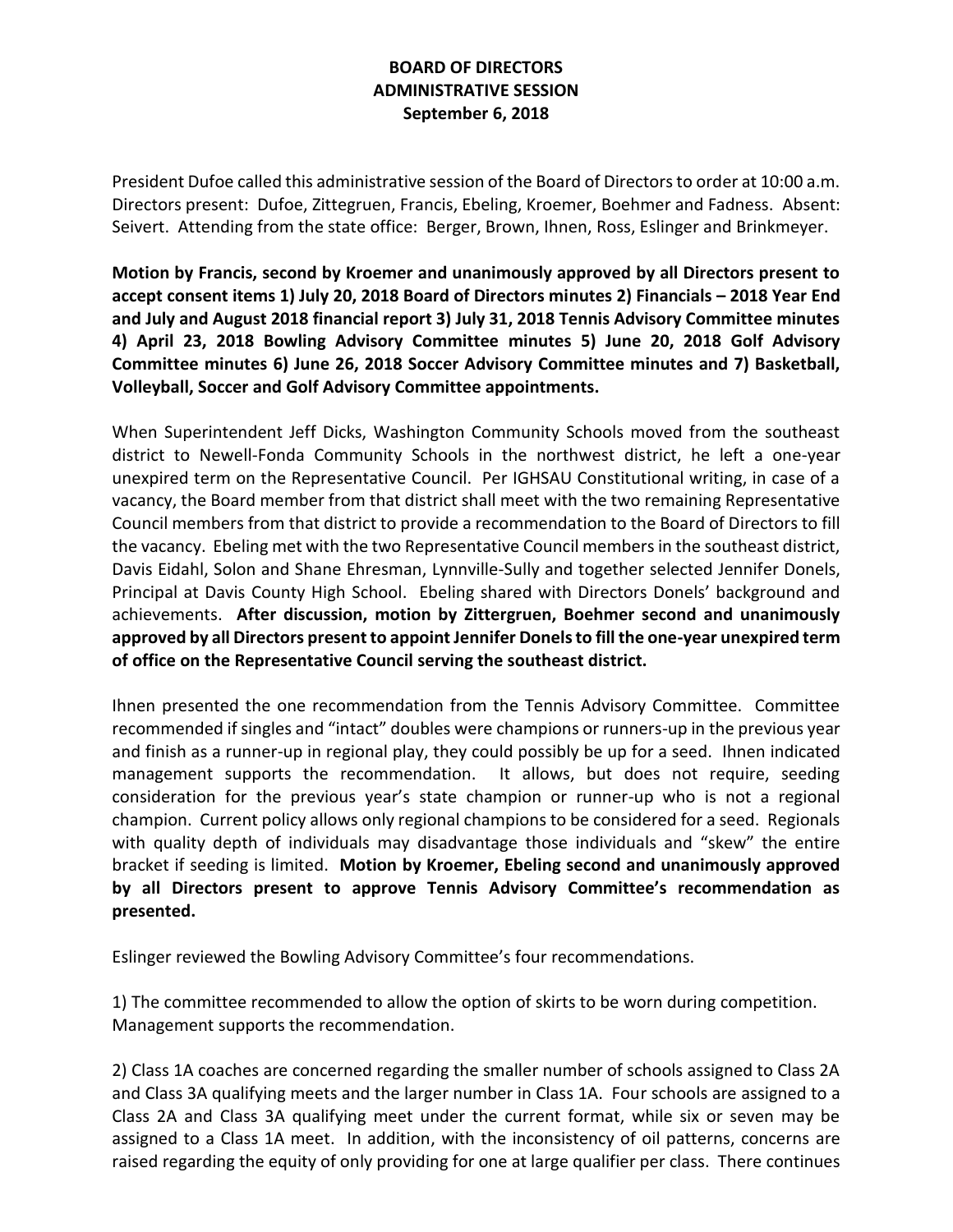**BOARD OF DIRECTORS**
**ADMINISTRATIVE SESSION**
**September 6, 2018**

President Dufoe called this administrative session of the Board of Directors to order at 10:00 a.m. Directors present: Dufoe, Zittegruen, Francis, Ebeling, Kroemer, Boehmer and Fadness. Absent: Seivert. Attending from the state office: Berger, Brown, Ihnen, Ross, Eslinger and Brinkmeyer.

**Motion by Francis, second by Kroemer and unanimously approved by all Directors present to accept consent items 1) July 20, 2018 Board of Directors minutes 2) Financials – 2018 Year End and July and August 2018 financial report 3) July 31, 2018 Tennis Advisory Committee minutes 4) April 23, 2018 Bowling Advisory Committee minutes 5) June 20, 2018 Golf Advisory Committee minutes 6) June 26, 2018 Soccer Advisory Committee minutes and 7) Basketball, Volleyball, Soccer and Golf Advisory Committee appointments.**

When Superintendent Jeff Dicks, Washington Community Schools moved from the southeast district to Newell-Fonda Community Schools in the northwest district, he left a one-year unexpired term on the Representative Council. Per IGHSAU Constitutional writing, in case of a vacancy, the Board member from that district shall meet with the two remaining Representative Council members from that district to provide a recommendation to the Board of Directors to fill the vacancy. Ebeling met with the two Representative Council members in the southeast district, Davis Eidahl, Solon and Shane Ehresman, Lynnville-Sully and together selected Jennifer Donels, Principal at Davis County High School. Ebeling shared with Directors Donels' background and achievements. **After discussion, motion by Zittergruen, Boehmer second and unanimously approved by all Directors present to appoint Jennifer Donels to fill the one-year unexpired term of office on the Representative Council serving the southeast district.**

Ihnen presented the one recommendation from the Tennis Advisory Committee. Committee recommended if singles and "intact" doubles were champions or runners-up in the previous year and finish as a runner-up in regional play, they could possibly be up for a seed. Ihnen indicated management supports the recommendation. It allows, but does not require, seeding consideration for the previous year's state champion or runner-up who is not a regional champion. Current policy allows only regional champions to be considered for a seed. Regionals with quality depth of individuals may disadvantage those individuals and "skew" the entire bracket if seeding is limited. **Motion by Kroemer, Ebeling second and unanimously approved by all Directors present to approve Tennis Advisory Committee's recommendation as presented.**

Eslinger reviewed the Bowling Advisory Committee's four recommendations.

1) The committee recommended to allow the option of skirts to be worn during competition. Management supports the recommendation.

2) Class 1A coaches are concerned regarding the smaller number of schools assigned to Class 2A and Class 3A qualifying meets and the larger number in Class 1A. Four schools are assigned to a Class 2A and Class 3A qualifying meet under the current format, while six or seven may be assigned to a Class 1A meet. In addition, with the inconsistency of oil patterns, concerns are raised regarding the equity of only providing for one at large qualifier per class. There continues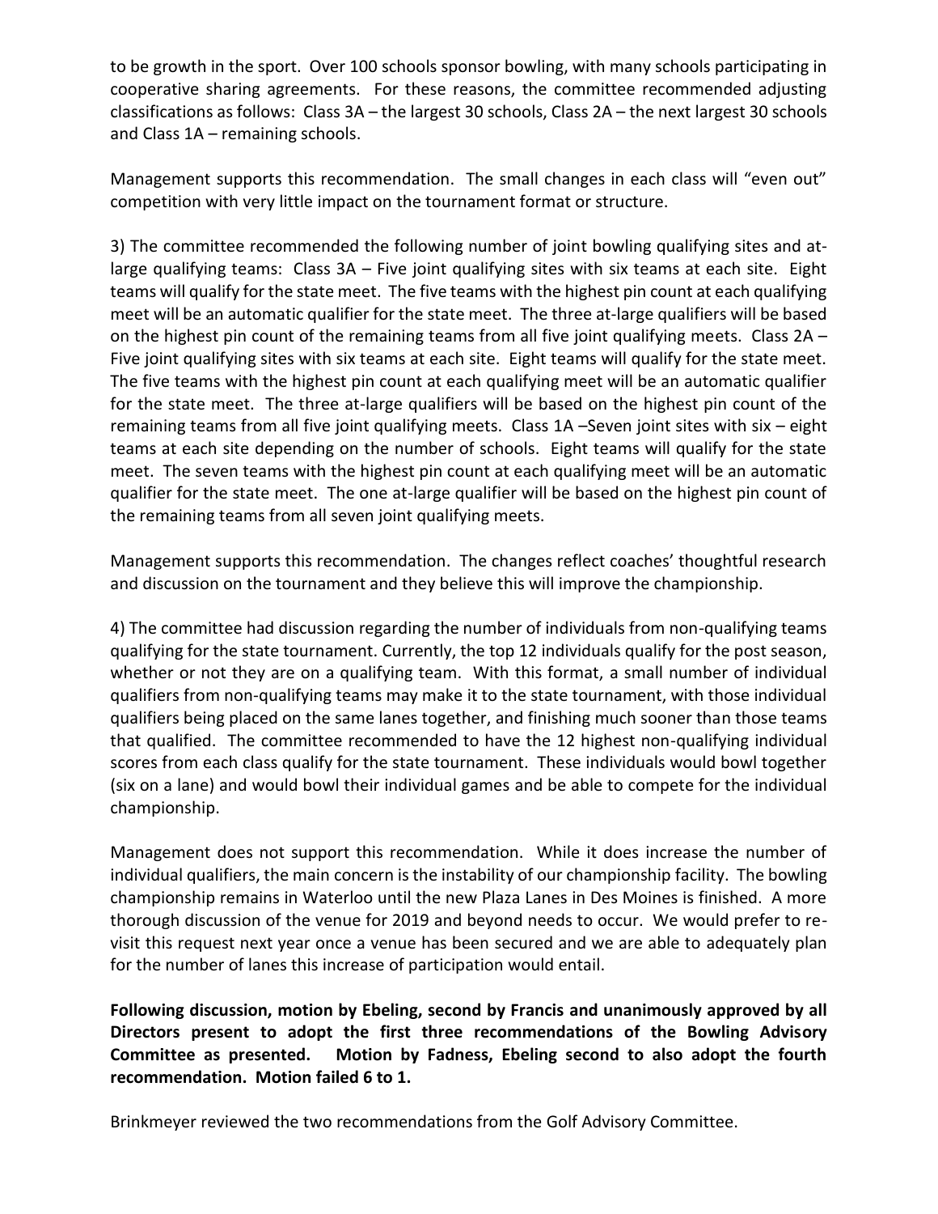to be growth in the sport. Over 100 schools sponsor bowling, with many schools participating in cooperative sharing agreements. For these reasons, the committee recommended adjusting classifications as follows: Class 3A – the largest 30 schools, Class 2A – the next largest 30 schools and Class 1A – remaining schools.

Management supports this recommendation. The small changes in each class will "even out" competition with very little impact on the tournament format or structure.

3) The committee recommended the following number of joint bowling qualifying sites and at-large qualifying teams: Class 3A – Five joint qualifying sites with six teams at each site. Eight teams will qualify for the state meet. The five teams with the highest pin count at each qualifying meet will be an automatic qualifier for the state meet. The three at-large qualifiers will be based on the highest pin count of the remaining teams from all five joint qualifying meets. Class 2A – Five joint qualifying sites with six teams at each site. Eight teams will qualify for the state meet. The five teams with the highest pin count at each qualifying meet will be an automatic qualifier for the state meet. The three at-large qualifiers will be based on the highest pin count of the remaining teams from all five joint qualifying meets. Class 1A –Seven joint sites with six – eight teams at each site depending on the number of schools. Eight teams will qualify for the state meet. The seven teams with the highest pin count at each qualifying meet will be an automatic qualifier for the state meet. The one at-large qualifier will be based on the highest pin count of the remaining teams from all seven joint qualifying meets.

Management supports this recommendation. The changes reflect coaches' thoughtful research and discussion on the tournament and they believe this will improve the championship.

4) The committee had discussion regarding the number of individuals from non-qualifying teams qualifying for the state tournament. Currently, the top 12 individuals qualify for the post season, whether or not they are on a qualifying team. With this format, a small number of individual qualifiers from non-qualifying teams may make it to the state tournament, with those individual qualifiers being placed on the same lanes together, and finishing much sooner than those teams that qualified. The committee recommended to have the 12 highest non-qualifying individual scores from each class qualify for the state tournament. These individuals would bowl together (six on a lane) and would bowl their individual games and be able to compete for the individual championship.

Management does not support this recommendation. While it does increase the number of individual qualifiers, the main concern is the instability of our championship facility. The bowling championship remains in Waterloo until the new Plaza Lanes in Des Moines is finished. A more thorough discussion of the venue for 2019 and beyond needs to occur. We would prefer to re-visit this request next year once a venue has been secured and we are able to adequately plan for the number of lanes this increase of participation would entail.

**Following discussion, motion by Ebeling, second by Francis and unanimously approved by all Directors present to adopt the first three recommendations of the Bowling Advisory Committee as presented. Motion by Fadness, Ebeling second to also adopt the fourth recommendation. Motion failed 6 to 1.**

Brinkmeyer reviewed the two recommendations from the Golf Advisory Committee.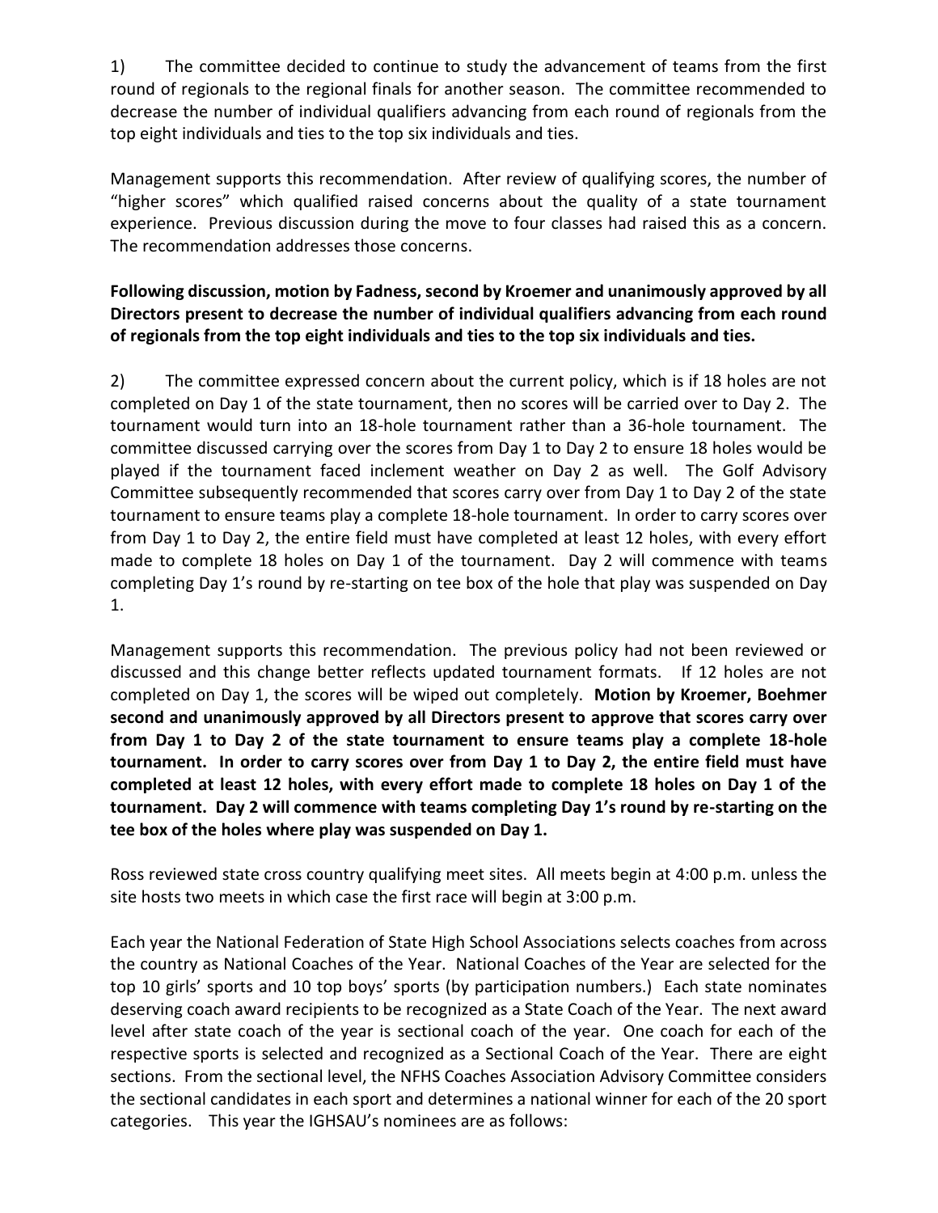1) The committee decided to continue to study the advancement of teams from the first round of regionals to the regional finals for another season. The committee recommended to decrease the number of individual qualifiers advancing from each round of regionals from the top eight individuals and ties to the top six individuals and ties.

Management supports this recommendation. After review of qualifying scores, the number of "higher scores" which qualified raised concerns about the quality of a state tournament experience. Previous discussion during the move to four classes had raised this as a concern. The recommendation addresses those concerns.

**Following discussion, motion by Fadness, second by Kroemer and unanimously approved by all Directors present to decrease the number of individual qualifiers advancing from each round of regionals from the top eight individuals and ties to the top six individuals and ties.**

2) The committee expressed concern about the current policy, which is if 18 holes are not completed on Day 1 of the state tournament, then no scores will be carried over to Day 2. The tournament would turn into an 18-hole tournament rather than a 36-hole tournament. The committee discussed carrying over the scores from Day 1 to Day 2 to ensure 18 holes would be played if the tournament faced inclement weather on Day 2 as well. The Golf Advisory Committee subsequently recommended that scores carry over from Day 1 to Day 2 of the state tournament to ensure teams play a complete 18-hole tournament. In order to carry scores over from Day 1 to Day 2, the entire field must have completed at least 12 holes, with every effort made to complete 18 holes on Day 1 of the tournament. Day 2 will commence with teams completing Day 1's round by re-starting on tee box of the hole that play was suspended on Day 1.

Management supports this recommendation. The previous policy had not been reviewed or discussed and this change better reflects updated tournament formats. If 12 holes are not completed on Day 1, the scores will be wiped out completely. **Motion by Kroemer, Boehmer second and unanimously approved by all Directors present to approve that scores carry over from Day 1 to Day 2 of the state tournament to ensure teams play a complete 18-hole tournament. In order to carry scores over from Day 1 to Day 2, the entire field must have completed at least 12 holes, with every effort made to complete 18 holes on Day 1 of the tournament. Day 2 will commence with teams completing Day 1's round by re-starting on the tee box of the holes where play was suspended on Day 1.**

Ross reviewed state cross country qualifying meet sites. All meets begin at 4:00 p.m. unless the site hosts two meets in which case the first race will begin at 3:00 p.m.

Each year the National Federation of State High School Associations selects coaches from across the country as National Coaches of the Year. National Coaches of the Year are selected for the top 10 girls' sports and 10 top boys' sports (by participation numbers.) Each state nominates deserving coach award recipients to be recognized as a State Coach of the Year. The next award level after state coach of the year is sectional coach of the year. One coach for each of the respective sports is selected and recognized as a Sectional Coach of the Year. There are eight sections. From the sectional level, the NFHS Coaches Association Advisory Committee considers the sectional candidates in each sport and determines a national winner for each of the 20 sport categories. This year the IGHSAU's nominees are as follows: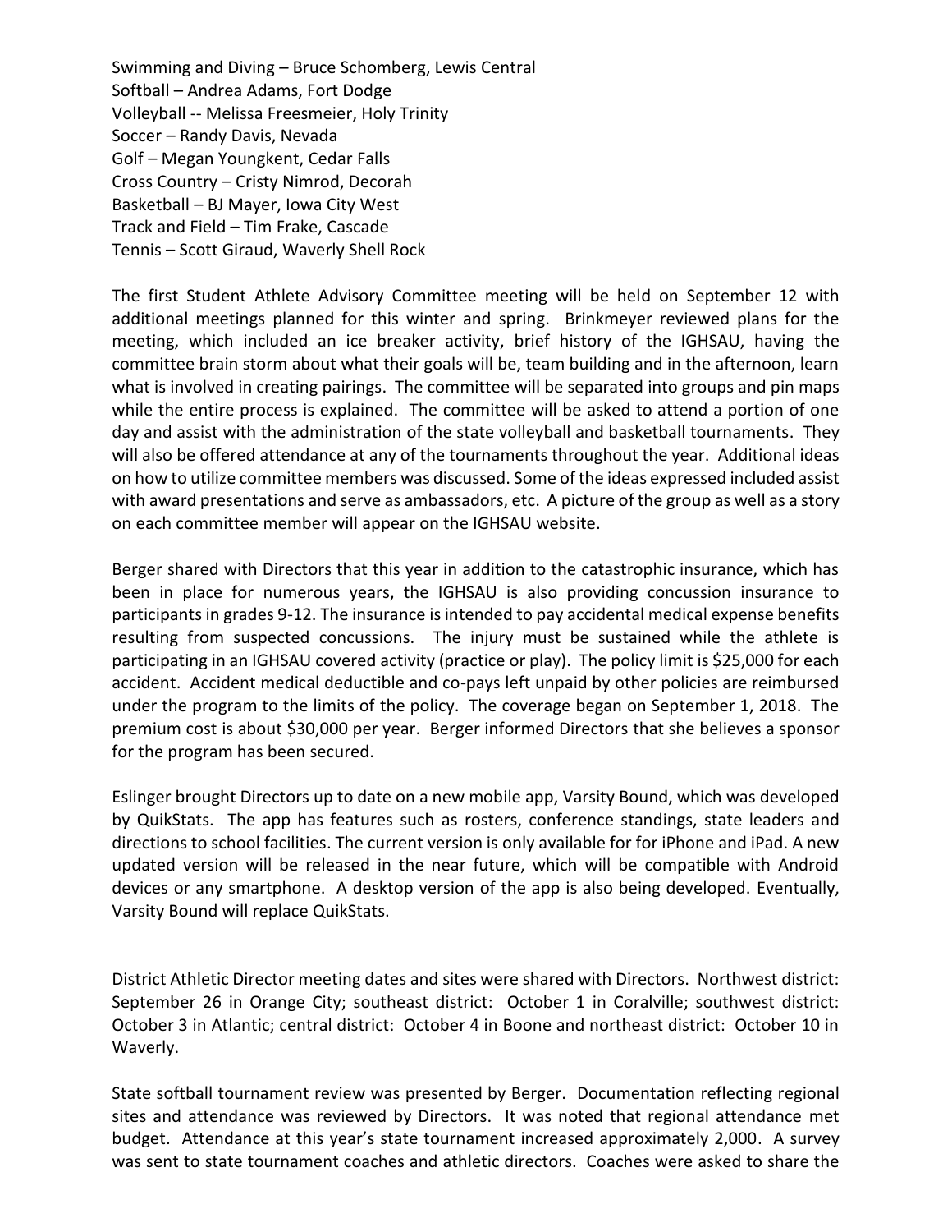Swimming and Diving – Bruce Schomberg, Lewis Central
Softball – Andrea Adams, Fort Dodge
Volleyball -- Melissa Freesmeier, Holy Trinity
Soccer – Randy Davis, Nevada
Golf – Megan Youngkent, Cedar Falls
Cross Country – Cristy Nimrod, Decorah
Basketball – BJ Mayer, Iowa City West
Track and Field – Tim Frake, Cascade
Tennis – Scott Giraud, Waverly Shell Rock

The first Student Athlete Advisory Committee meeting will be held on September 12 with additional meetings planned for this winter and spring. Brinkmeyer reviewed plans for the meeting, which included an ice breaker activity, brief history of the IGHSAU, having the committee brain storm about what their goals will be, team building and in the afternoon, learn what is involved in creating pairings. The committee will be separated into groups and pin maps while the entire process is explained. The committee will be asked to attend a portion of one day and assist with the administration of the state volleyball and basketball tournaments. They will also be offered attendance at any of the tournaments throughout the year. Additional ideas on how to utilize committee members was discussed. Some of the ideas expressed included assist with award presentations and serve as ambassadors, etc. A picture of the group as well as a story on each committee member will appear on the IGHSAU website.

Berger shared with Directors that this year in addition to the catastrophic insurance, which has been in place for numerous years, the IGHSAU is also providing concussion insurance to participants in grades 9-12. The insurance is intended to pay accidental medical expense benefits resulting from suspected concussions. The injury must be sustained while the athlete is participating in an IGHSAU covered activity (practice or play). The policy limit is $25,000 for each accident. Accident medical deductible and co-pays left unpaid by other policies are reimbursed under the program to the limits of the policy. The coverage began on September 1, 2018. The premium cost is about $30,000 per year. Berger informed Directors that she believes a sponsor for the program has been secured.

Eslinger brought Directors up to date on a new mobile app, Varsity Bound, which was developed by QuikStats. The app has features such as rosters, conference standings, state leaders and directions to school facilities. The current version is only available for for iPhone and iPad. A new updated version will be released in the near future, which will be compatible with Android devices or any smartphone. A desktop version of the app is also being developed. Eventually, Varsity Bound will replace QuikStats.

District Athletic Director meeting dates and sites were shared with Directors. Northwest district: September 26 in Orange City; southeast district: October 1 in Coralville; southwest district: October 3 in Atlantic; central district: October 4 in Boone and northeast district: October 10 in Waverly.

State softball tournament review was presented by Berger. Documentation reflecting regional sites and attendance was reviewed by Directors. It was noted that regional attendance met budget. Attendance at this year's state tournament increased approximately 2,000. A survey was sent to state tournament coaches and athletic directors. Coaches were asked to share the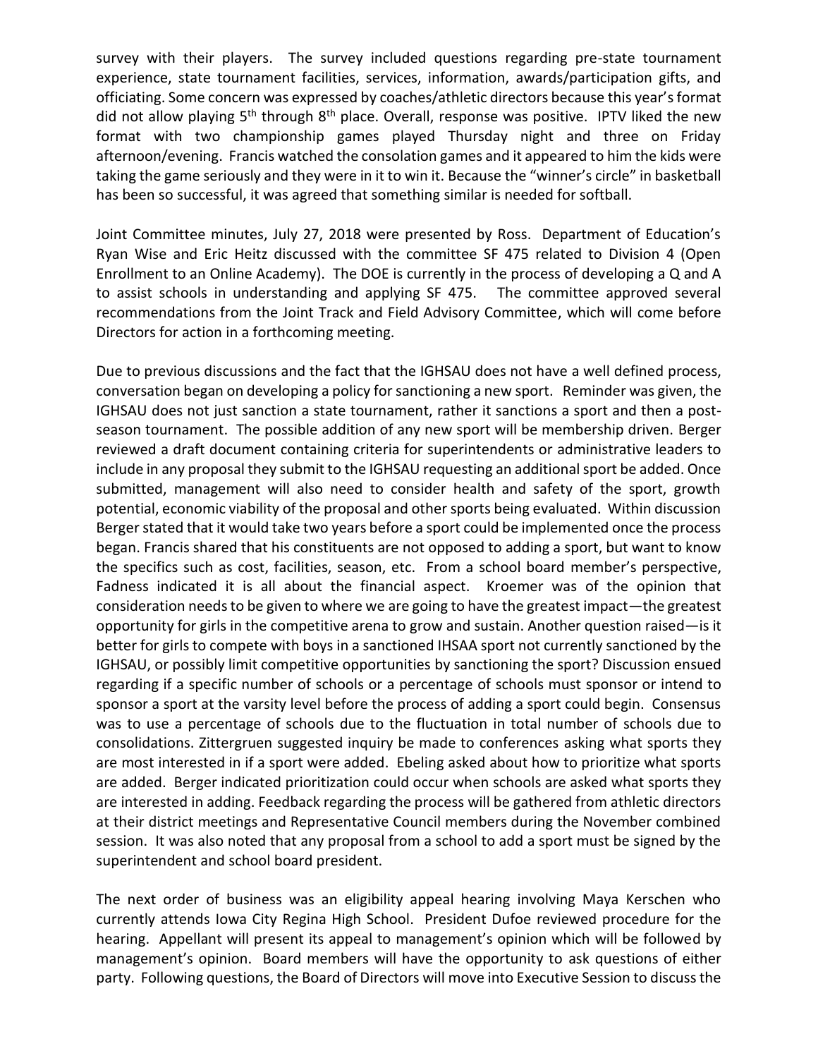survey with their players. The survey included questions regarding pre-state tournament experience, state tournament facilities, services, information, awards/participation gifts, and officiating. Some concern was expressed by coaches/athletic directors because this year's format did not allow playing 5th through 8th place. Overall, response was positive. IPTV liked the new format with two championship games played Thursday night and three on Friday afternoon/evening. Francis watched the consolation games and it appeared to him the kids were taking the game seriously and they were in it to win it. Because the "winner's circle" in basketball has been so successful, it was agreed that something similar is needed for softball.

Joint Committee minutes, July 27, 2018 were presented by Ross. Department of Education's Ryan Wise and Eric Heitz discussed with the committee SF 475 related to Division 4 (Open Enrollment to an Online Academy). The DOE is currently in the process of developing a Q and A to assist schools in understanding and applying SF 475. The committee approved several recommendations from the Joint Track and Field Advisory Committee, which will come before Directors for action in a forthcoming meeting.

Due to previous discussions and the fact that the IGHSAU does not have a well defined process, conversation began on developing a policy for sanctioning a new sport. Reminder was given, the IGHSAU does not just sanction a state tournament, rather it sanctions a sport and then a post-season tournament. The possible addition of any new sport will be membership driven. Berger reviewed a draft document containing criteria for superintendents or administrative leaders to include in any proposal they submit to the IGHSAU requesting an additional sport be added. Once submitted, management will also need to consider health and safety of the sport, growth potential, economic viability of the proposal and other sports being evaluated. Within discussion Berger stated that it would take two years before a sport could be implemented once the process began. Francis shared that his constituents are not opposed to adding a sport, but want to know the specifics such as cost, facilities, season, etc. From a school board member's perspective, Fadness indicated it is all about the financial aspect. Kroemer was of the opinion that consideration needs to be given to where we are going to have the greatest impact—the greatest opportunity for girls in the competitive arena to grow and sustain. Another question raised—is it better for girls to compete with boys in a sanctioned IHSAA sport not currently sanctioned by the IGHSAU, or possibly limit competitive opportunities by sanctioning the sport? Discussion ensued regarding if a specific number of schools or a percentage of schools must sponsor or intend to sponsor a sport at the varsity level before the process of adding a sport could begin. Consensus was to use a percentage of schools due to the fluctuation in total number of schools due to consolidations. Zittergruen suggested inquiry be made to conferences asking what sports they are most interested in if a sport were added. Ebeling asked about how to prioritize what sports are added. Berger indicated prioritization could occur when schools are asked what sports they are interested in adding. Feedback regarding the process will be gathered from athletic directors at their district meetings and Representative Council members during the November combined session. It was also noted that any proposal from a school to add a sport must be signed by the superintendent and school board president.

The next order of business was an eligibility appeal hearing involving Maya Kerschen who currently attends Iowa City Regina High School. President Dufoe reviewed procedure for the hearing. Appellant will present its appeal to management's opinion which will be followed by management's opinion. Board members will have the opportunity to ask questions of either party. Following questions, the Board of Directors will move into Executive Session to discuss the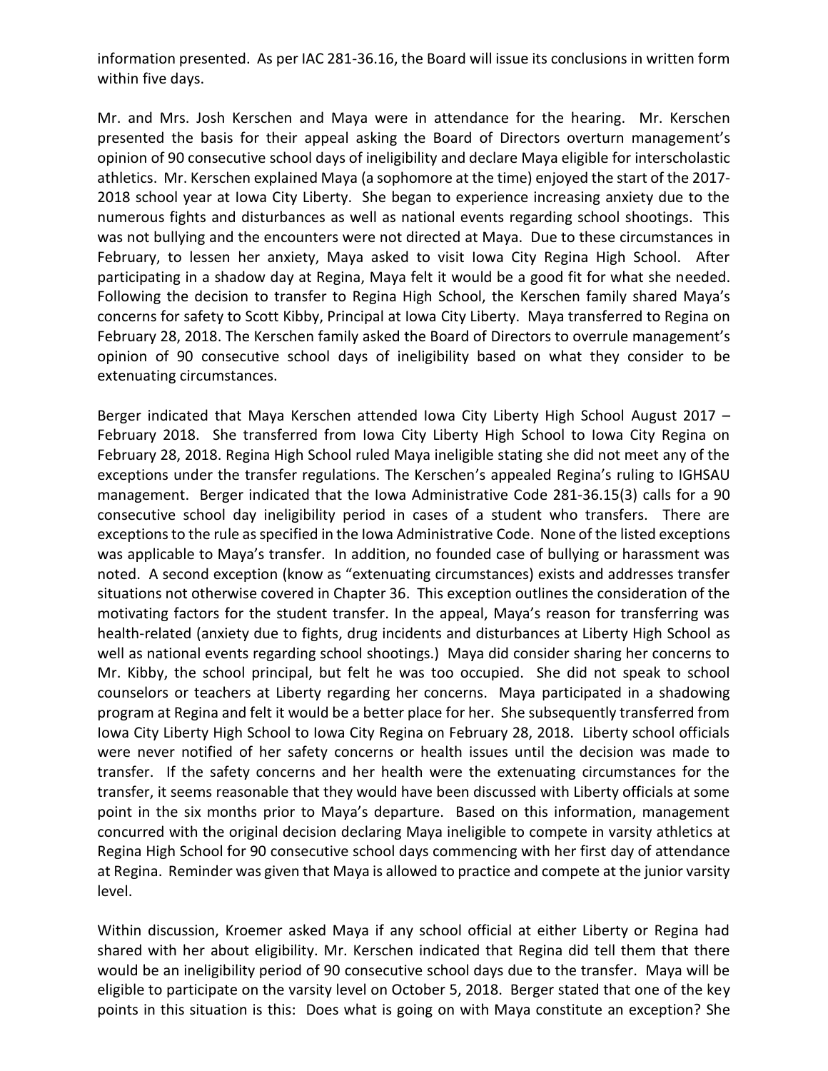information presented. As per IAC 281-36.16, the Board will issue its conclusions in written form within five days.

Mr. and Mrs. Josh Kerschen and Maya were in attendance for the hearing. Mr. Kerschen presented the basis for their appeal asking the Board of Directors overturn management's opinion of 90 consecutive school days of ineligibility and declare Maya eligible for interscholastic athletics. Mr. Kerschen explained Maya (a sophomore at the time) enjoyed the start of the 2017-2018 school year at Iowa City Liberty. She began to experience increasing anxiety due to the numerous fights and disturbances as well as national events regarding school shootings. This was not bullying and the encounters were not directed at Maya. Due to these circumstances in February, to lessen her anxiety, Maya asked to visit Iowa City Regina High School. After participating in a shadow day at Regina, Maya felt it would be a good fit for what she needed. Following the decision to transfer to Regina High School, the Kerschen family shared Maya's concerns for safety to Scott Kibby, Principal at Iowa City Liberty. Maya transferred to Regina on February 28, 2018. The Kerschen family asked the Board of Directors to overrule management's opinion of 90 consecutive school days of ineligibility based on what they consider to be extenuating circumstances.

Berger indicated that Maya Kerschen attended Iowa City Liberty High School August 2017 – February 2018. She transferred from Iowa City Liberty High School to Iowa City Regina on February 28, 2018. Regina High School ruled Maya ineligible stating she did not meet any of the exceptions under the transfer regulations. The Kerschen's appealed Regina's ruling to IGHSAU management. Berger indicated that the Iowa Administrative Code 281-36.15(3) calls for a 90 consecutive school day ineligibility period in cases of a student who transfers. There are exceptions to the rule as specified in the Iowa Administrative Code. None of the listed exceptions was applicable to Maya's transfer. In addition, no founded case of bullying or harassment was noted. A second exception (know as "extenuating circumstances) exists and addresses transfer situations not otherwise covered in Chapter 36. This exception outlines the consideration of the motivating factors for the student transfer. In the appeal, Maya's reason for transferring was health-related (anxiety due to fights, drug incidents and disturbances at Liberty High School as well as national events regarding school shootings.) Maya did consider sharing her concerns to Mr. Kibby, the school principal, but felt he was too occupied. She did not speak to school counselors or teachers at Liberty regarding her concerns. Maya participated in a shadowing program at Regina and felt it would be a better place for her. She subsequently transferred from Iowa City Liberty High School to Iowa City Regina on February 28, 2018. Liberty school officials were never notified of her safety concerns or health issues until the decision was made to transfer. If the safety concerns and her health were the extenuating circumstances for the transfer, it seems reasonable that they would have been discussed with Liberty officials at some point in the six months prior to Maya's departure. Based on this information, management concurred with the original decision declaring Maya ineligible to compete in varsity athletics at Regina High School for 90 consecutive school days commencing with her first day of attendance at Regina. Reminder was given that Maya is allowed to practice and compete at the junior varsity level.

Within discussion, Kroemer asked Maya if any school official at either Liberty or Regina had shared with her about eligibility. Mr. Kerschen indicated that Regina did tell them that there would be an ineligibility period of 90 consecutive school days due to the transfer. Maya will be eligible to participate on the varsity level on October 5, 2018. Berger stated that one of the key points in this situation is this: Does what is going on with Maya constitute an exception? She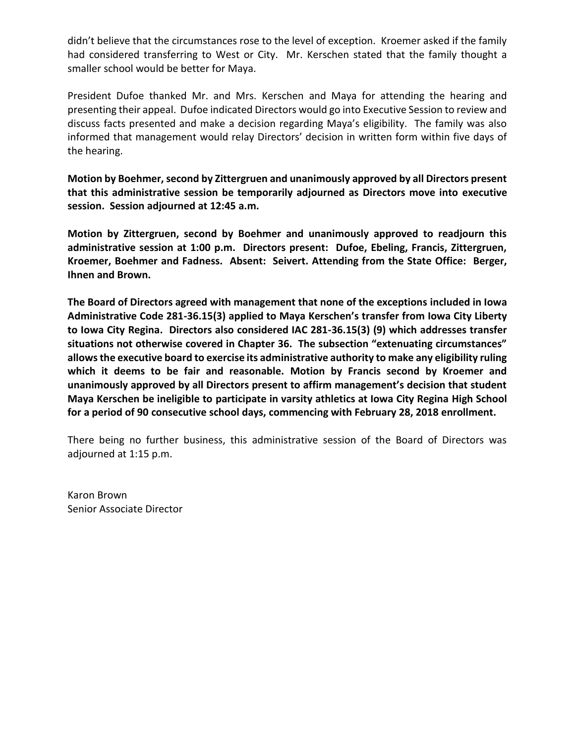didn't believe that the circumstances rose to the level of exception. Kroemer asked if the family had considered transferring to West or City. Mr. Kerschen stated that the family thought a smaller school would be better for Maya.

President Dufoe thanked Mr. and Mrs. Kerschen and Maya for attending the hearing and presenting their appeal. Dufoe indicated Directors would go into Executive Session to review and discuss facts presented and make a decision regarding Maya's eligibility. The family was also informed that management would relay Directors' decision in written form within five days of the hearing.

**Motion by Boehmer, second by Zittergruen and unanimously approved by all Directors present that this administrative session be temporarily adjourned as Directors move into executive session. Session adjourned at 12:45 a.m.**

**Motion by Zittergruen, second by Boehmer and unanimously approved to readjourn this administrative session at 1:00 p.m. Directors present: Dufoe, Ebeling, Francis, Zittergruen, Kroemer, Boehmer and Fadness. Absent: Seivert. Attending from the State Office: Berger, Ihnen and Brown.**

**The Board of Directors agreed with management that none of the exceptions included in Iowa Administrative Code 281-36.15(3) applied to Maya Kerschen's transfer from Iowa City Liberty to Iowa City Regina. Directors also considered IAC 281-36.15(3) (9) which addresses transfer situations not otherwise covered in Chapter 36. The subsection "extenuating circumstances" allows the executive board to exercise its administrative authority to make any eligibility ruling which it deems to be fair and reasonable. Motion by Francis second by Kroemer and unanimously approved by all Directors present to affirm management's decision that student Maya Kerschen be ineligible to participate in varsity athletics at Iowa City Regina High School for a period of 90 consecutive school days, commencing with February 28, 2018 enrollment.**

There being no further business, this administrative session of the Board of Directors was adjourned at 1:15 p.m.

Karon Brown
Senior Associate Director